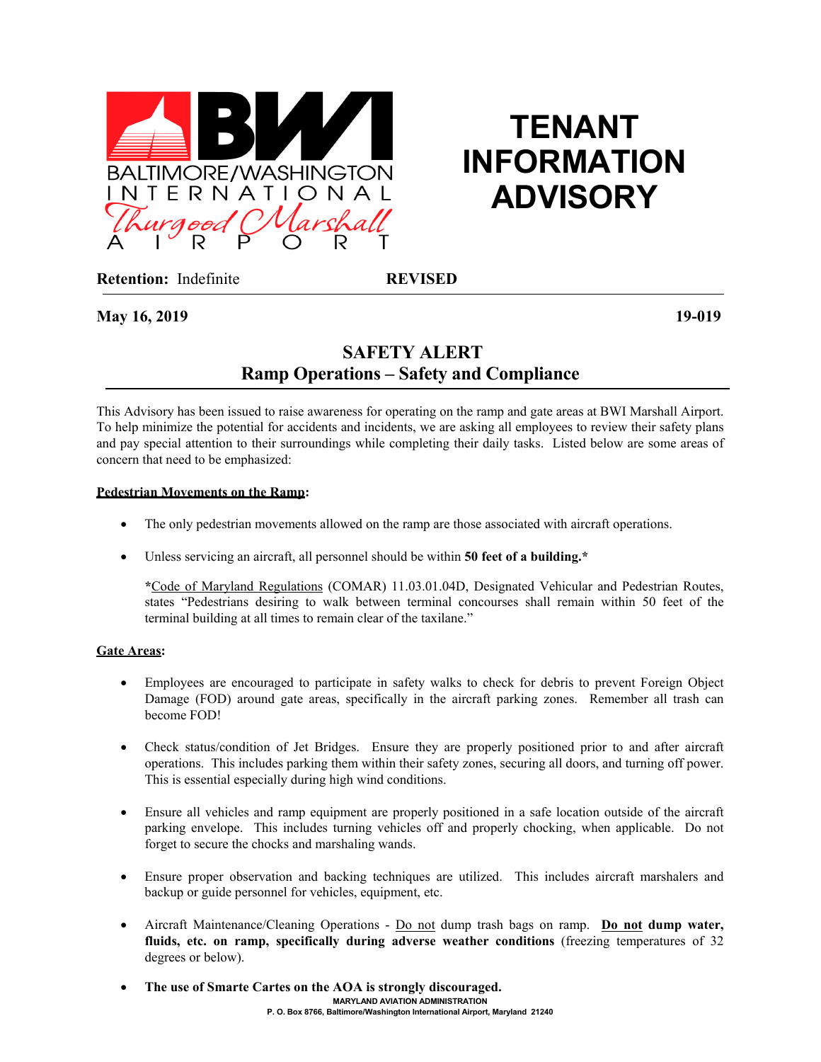BALTIMORE/WASHINGTON INTERNATIONAL Thurgood Marshall AIRPORT

# TENANT INFORMATION ADVISORY

**Retention:** Indefinite **REVISED**

**May 16, 2019** **19-019**

## SAFETY ALERT
## Ramp Operations – Safety and Compliance

This Advisory has been issued to raise awareness for operating on the ramp and gate areas at BWI Marshall Airport. To help minimize the potential for accidents and incidents, we are asking all employees to review their safety plans and pay special attention to their surroundings while completing their daily tasks. Listed below are some areas of concern that need to be emphasized:

**Pedestrian Movements on the Ramp:**

- The only pedestrian movements allowed on the ramp are those associated with aircraft operations.
- Unless servicing an aircraft, all personnel should be within **50 feet of a building.***

  ***Code of Maryland Regulations** (COMAR) 11.03.01.04D, Designated Vehicular and Pedestrian Routes, states "Pedestrians desiring to walk between terminal concourses shall remain within 50 feet of the terminal building at all times to remain clear of the taxilane."

**Gate Areas:**

- Employees are encouraged to participate in safety walks to check for debris to prevent Foreign Object Damage (FOD) around gate areas, specifically in the aircraft parking zones. Remember all trash can become FOD!
- Check status/condition of Jet Bridges. Ensure they are properly positioned prior to and after aircraft operations. This includes parking them within their safety zones, securing all doors, and turning off power. This is essential especially during high wind conditions.
- Ensure all vehicles and ramp equipment are properly positioned in a safe location outside of the aircraft parking envelope. This includes turning vehicles off and properly chocking, when applicable. Do not forget to secure the chocks and marshaling wands.
- Ensure proper observation and backing techniques are utilized. This includes aircraft marshalers and backup or guide personnel for vehicles, equipment, etc.
- Aircraft Maintenance/Cleaning Operations - Do not dump trash bags on ramp. **Do not dump water, fluids, etc. on ramp, specifically during adverse weather conditions** (freezing temperatures of 32 degrees or below).
- **The use of Smarte Cartes on the AOA is strongly discouraged.**

MARYLAND AVIATION ADMINISTRATION
P. O. Box 8766, Baltimore/Washington International Airport, Maryland 21240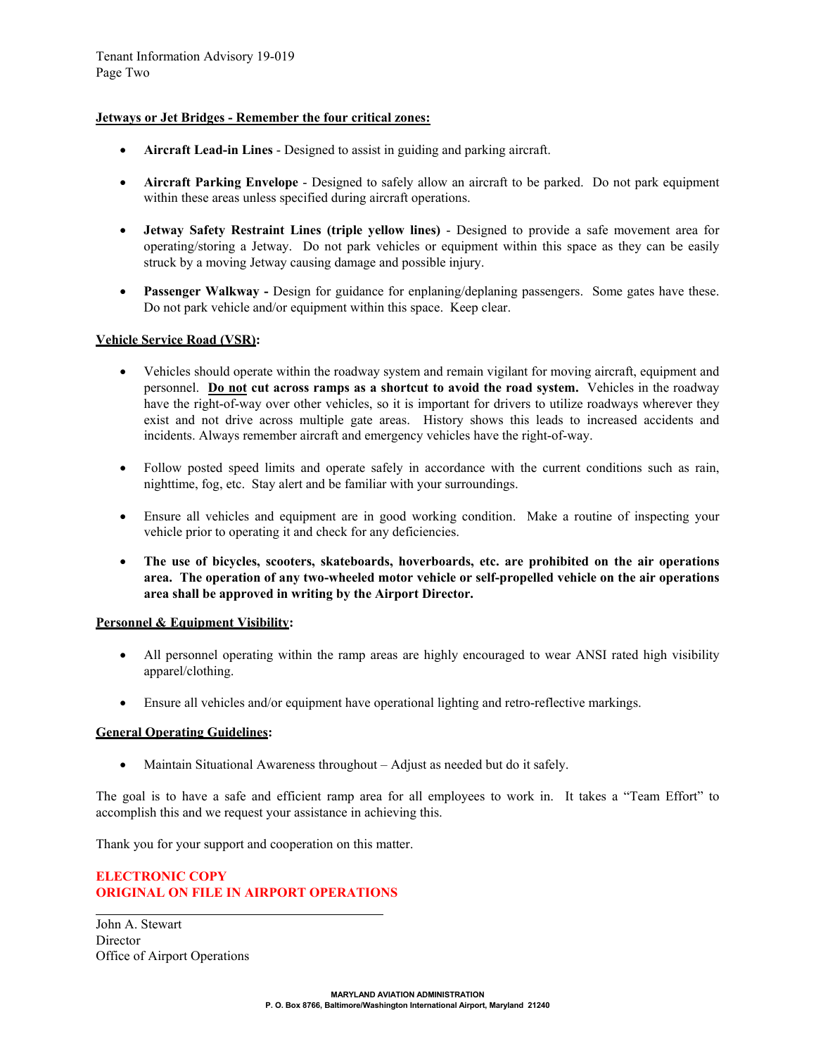**Jetways or Jet Bridges - Remember the four critical zones:**

- **Aircraft Lead-in Lines** - Designed to assist in guiding and parking aircraft.
- **Aircraft Parking Envelope** - Designed to safely allow an aircraft to be parked. Do not park equipment within these areas unless specified during aircraft operations.
- **Jetway Safety Restraint Lines (triple yellow lines)** - Designed to provide a safe movement area for operating/storing a Jetway. Do not park vehicles or equipment within this space as they can be easily struck by a moving Jetway causing damage and possible injury.
- **Passenger Walkway -** Design for guidance for enplaning/deplaning passengers. Some gates have these. Do not park vehicle and/or equipment within this space. Keep clear.

**Vehicle Service Road (VSR):**

- Vehicles should operate within the roadway system and remain vigilant for moving aircraft, equipment and personnel. **Do not cut across ramps as a shortcut to avoid the road system.** Vehicles in the roadway have the right-of-way over other vehicles, so it is important for drivers to utilize roadways wherever they exist and not drive across multiple gate areas. History shows this leads to increased accidents and incidents. Always remember aircraft and emergency vehicles have the right-of-way.
- Follow posted speed limits and operate safely in accordance with the current conditions such as rain, nighttime, fog, etc. Stay alert and be familiar with your surroundings.
- Ensure all vehicles and equipment are in good working condition. Make a routine of inspecting your vehicle prior to operating it and check for any deficiencies.
- **The use of bicycles, scooters, skateboards, hoverboards, etc. are prohibited on the air operations area. The operation of any two-wheeled motor vehicle or self-propelled vehicle on the air operations area shall be approved in writing by the Airport Director.**

**Personnel & Equipment Visibility:**

- All personnel operating within the ramp areas are highly encouraged to wear ANSI rated high visibility apparel/clothing.
- Ensure all vehicles and/or equipment have operational lighting and retro-reflective markings.

**General Operating Guidelines:**

- Maintain Situational Awareness throughout – Adjust as needed but do it safely.

The goal is to have a safe and efficient ramp area for all employees to work in. It takes a "Team Effort" to accomplish this and we request your assistance in achieving this.

Thank you for your support and cooperation on this matter.

**ELECTRONIC COPY**
**ORIGINAL ON FILE IN AIRPORT OPERATIONS**

John A. Stewart
Director
Office of Airport Operations

**MARYLAND AVIATION ADMINISTRATION**
**P. O. Box 8766, Baltimore/Washington International Airport, Maryland 21240**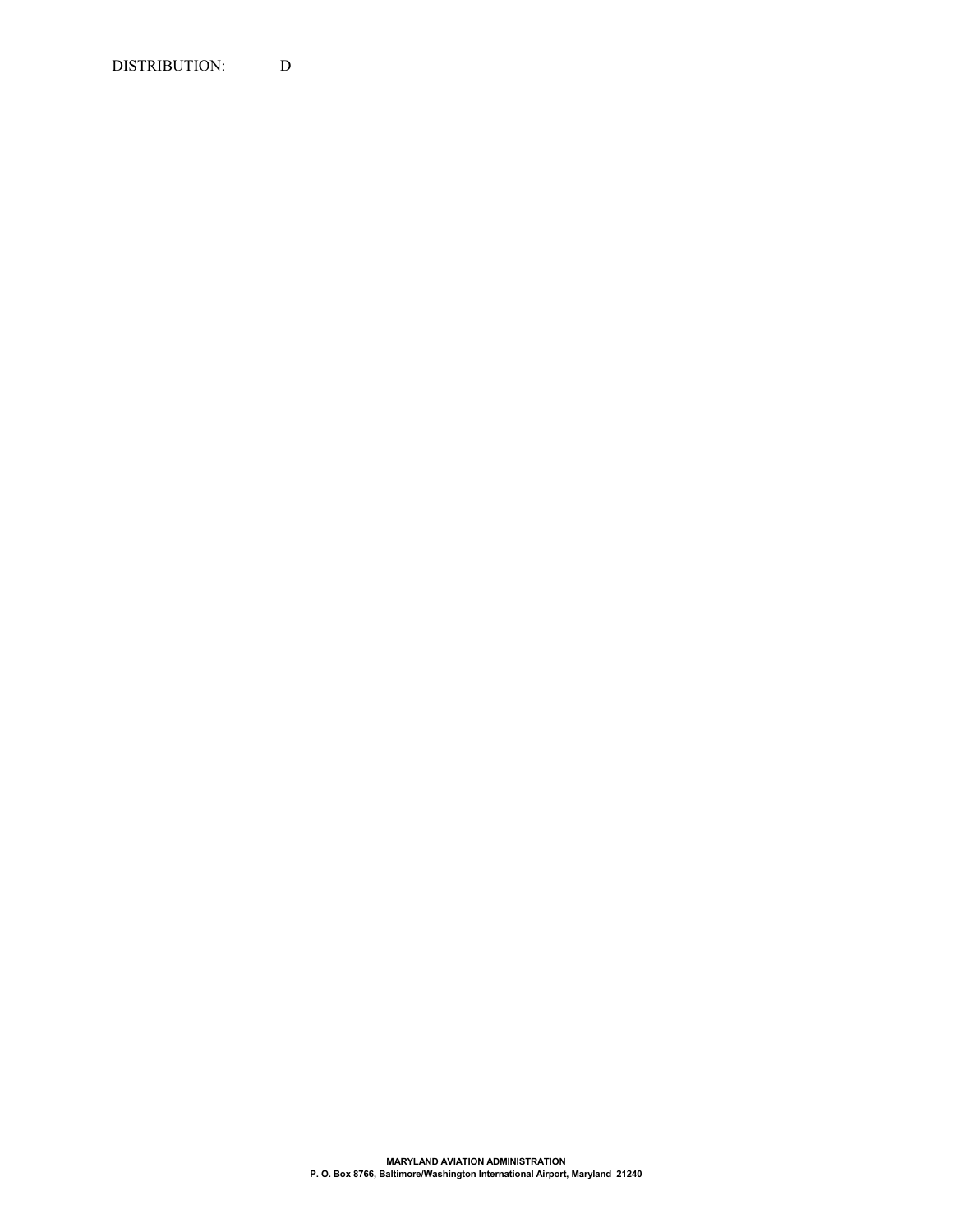DISTRIBUTION: D

**MARYLAND AVIATION ADMINISTRATION**
**P. O. Box 8766, Baltimore/Washington International Airport, Maryland 21240**